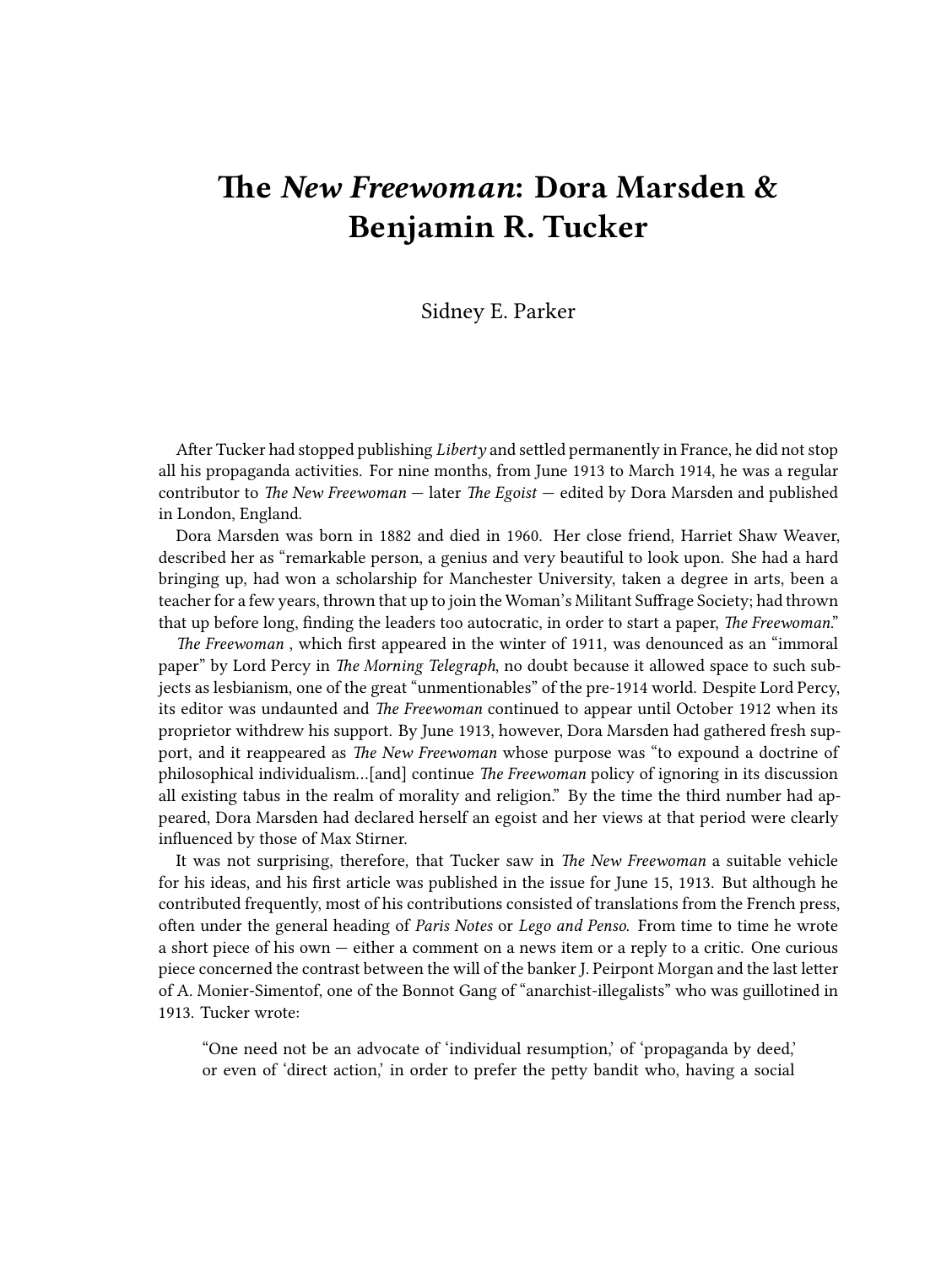# The *New Freewoman*: Dora Marsden & Benjamin R. Tucker

Sidney E. Parker

After Tucker had stopped publishing *Liberty* and settled permanently in France, he did not stop all his propaganda activities. For nine months, from June 1913 to March 1914, he was a regular contributor to *The New Freewoman* — later *The Egoist* — edited by Dora Marsden and published in London, England.

Dora Marsden was born in 1882 and died in 1960. Her close friend, Harriet Shaw Weaver, described her as "remarkable person, a genius and very beautiful to look upon. She had a hard bringing up, had won a scholarship for Manchester University, taken a degree in arts, been a teacher for a few years, thrown that up to join the Woman's Militant Suffrage Society; had thrown that up before long, finding the leaders too autocratic, in order to start a paper, *The Freewoman*."

*The Freewoman* , which first appeared in the winter of 1911, was denounced as an "immoral paper" by Lord Percy in *The Morning Telegraph*, no doubt because it allowed space to such subjects as lesbianism, one of the great "unmentionables" of the pre-1914 world. Despite Lord Percy, its editor was undaunted and *The Freewoman* continued to appear until October 1912 when its proprietor withdrew his support. By June 1913, however, Dora Marsden had gathered fresh support, and it reappeared as *The New Freewoman* whose purpose was "to expound a doctrine of philosophical individualism…[and] continue *The Freewoman* policy of ignoring in its discussion all existing tabus in the realm of morality and religion." By the time the third number had appeared, Dora Marsden had declared herself an egoist and her views at that period were clearly influenced by those of Max Stirner.

It was not surprising, therefore, that Tucker saw in *The New Freewoman* a suitable vehicle for his ideas, and his first article was published in the issue for June 15, 1913. But although he contributed frequently, most of his contributions consisted of translations from the French press, often under the general heading of *Paris Notes* or *Lego and Penso*. From time to time he wrote a short piece of his own — either a comment on a news item or a reply to a critic. One curious piece concerned the contrast between the will of the banker J. Peirpont Morgan and the last letter of A. Monier-Simentof, one of the Bonnot Gang of "anarchist-illegalists" who was guillotined in 1913. Tucker wrote:

> "One need not be an advocate of 'individual resumption,' of 'propaganda by deed,' or even of 'direct action,' in order to prefer the petty bandit who, having a social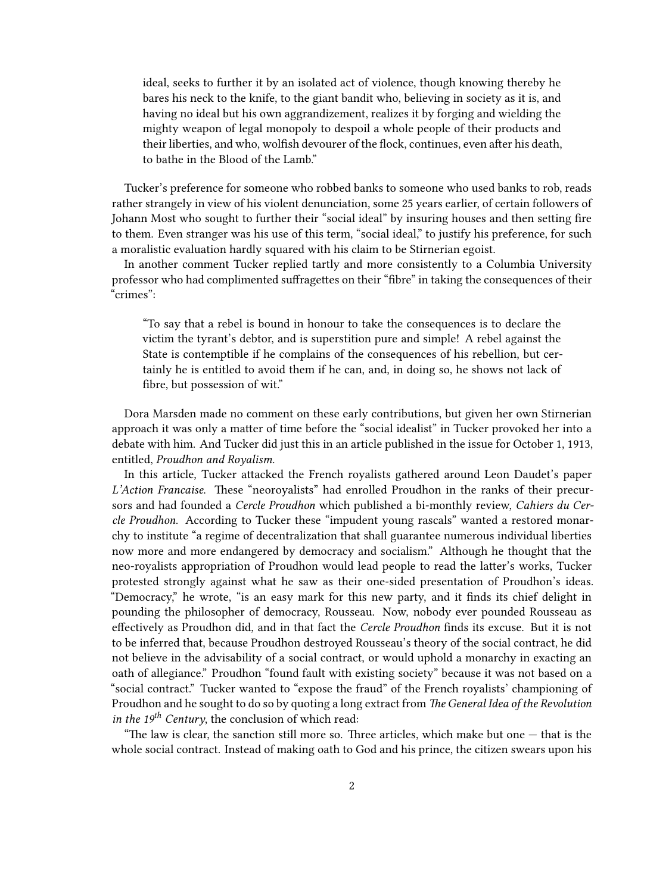> ideal, seeks to further it by an isolated act of violence, though knowing thereby he bares his neck to the knife, to the giant bandit who, believing in society as it is, and having no ideal but his own aggrandizement, realizes it by forging and wielding the mighty weapon of legal monopoly to despoil a whole people of their products and their liberties, and who, wolfish devourer of the flock, continues, even after his death, to bathe in the Blood of the Lamb."

Tucker's preference for someone who robbed banks to someone who used banks to rob, reads rather strangely in view of his violent denunciation, some 25 years earlier, of certain followers of Johann Most who sought to further their "social ideal" by insuring houses and then setting fire to them. Even stranger was his use of this term, "social ideal," to justify his preference, for such a moralistic evaluation hardly squared with his claim to be Stirnerian egoist.

In another comment Tucker replied tartly and more consistently to a Columbia University professor who had complimented suffragettes on their "fibre" in taking the consequences of their "crimes":

> "To say that a rebel is bound in honour to take the consequences is to declare the victim the tyrant's debtor, and is superstition pure and simple! A rebel against the State is contemptible if he complains of the consequences of his rebellion, but certainly he is entitled to avoid them if he can, and, in doing so, he shows not lack of fibre, but possession of wit."

Dora Marsden made no comment on these early contributions, but given her own Stirnerian approach it was only a matter of time before the "social idealist" in Tucker provoked her into a debate with him. And Tucker did just this in an article published in the issue for October 1, 1913, entitled, *Proudhon and Royalism.*

In this article, Tucker attacked the French royalists gathered around Leon Daudet's paper *L'Action Francaise.* These "neoroyalists" had enrolled Proudhon in the ranks of their precursors and had founded a *Cercle Proudhon* which published a bi-monthly review, *Cahiers du Cercle Proudhon.* According to Tucker these "impudent young rascals" wanted a restored monarchy to institute "a regime of decentralization that shall guarantee numerous individual liberties now more and more endangered by democracy and socialism." Although he thought that the neo-royalists appropriation of Proudhon would lead people to read the latter's works, Tucker protested strongly against what he saw as their one-sided presentation of Proudhon's ideas. "Democracy," he wrote, "is an easy mark for this new party, and it finds its chief delight in pounding the philosopher of democracy, Rousseau. Now, nobody ever pounded Rousseau as effectively as Proudhon did, and in that fact the *Cercle Proudhon* finds its excuse. But it is not to be inferred that, because Proudhon destroyed Rousseau's theory of the social contract, he did not believe in the advisability of a social contract, or would uphold a monarchy in exacting an oath of allegiance." Proudhon "found fault with existing society" because it was not based on a "social contract." Tucker wanted to "expose the fraud" of the French royalists' championing of Proudhon and he sought to do so by quoting a long extract from *The General Idea of the Revolution in the 19th Century*, the conclusion of which read:

"The law is clear, the sanction still more so. Three articles, which make but one — that is the whole social contract. Instead of making oath to God and his prince, the citizen swears upon his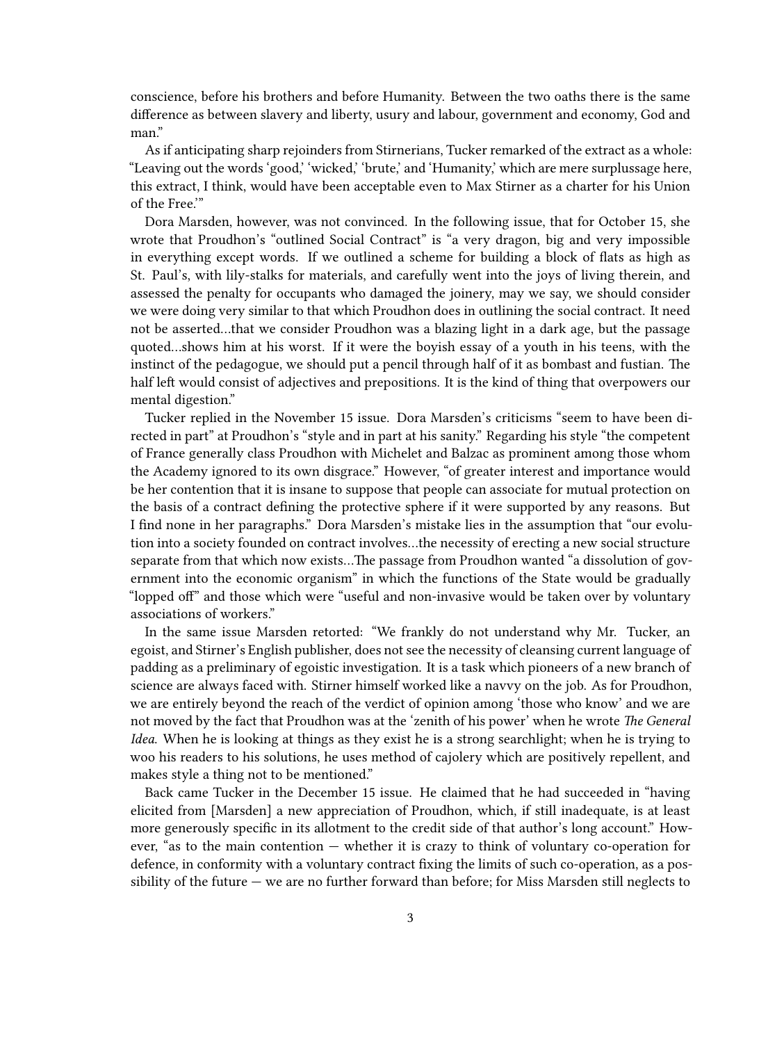conscience, before his brothers and before Humanity. Between the two oaths there is the same difference as between slavery and liberty, usury and labour, government and economy, God and man."

As if anticipating sharp rejoinders from Stirnerians, Tucker remarked of the extract as a whole: "Leaving out the words 'good,' 'wicked,' 'brute,' and 'Humanity,' which are mere surplussage here, this extract, I think, would have been acceptable even to Max Stirner as a charter for his Union of the Free.'"

Dora Marsden, however, was not convinced. In the following issue, that for October 15, she wrote that Proudhon's "outlined Social Contract" is "a very dragon, big and very impossible in everything except words. If we outlined a scheme for building a block of flats as high as St. Paul's, with lily-stalks for materials, and carefully went into the joys of living therein, and assessed the penalty for occupants who damaged the joinery, may we say, we should consider we were doing very similar to that which Proudhon does in outlining the social contract. It need not be asserted…that we consider Proudhon was a blazing light in a dark age, but the passage quoted…shows him at his worst. If it were the boyish essay of a youth in his teens, with the instinct of the pedagogue, we should put a pencil through half of it as bombast and fustian. The half left would consist of adjectives and prepositions. It is the kind of thing that overpowers our mental digestion."

Tucker replied in the November 15 issue. Dora Marsden's criticisms "seem to have been directed in part" at Proudhon's "style and in part at his sanity." Regarding his style "the competent of France generally class Proudhon with Michelet and Balzac as prominent among those whom the Academy ignored to its own disgrace." However, "of greater interest and importance would be her contention that it is insane to suppose that people can associate for mutual protection on the basis of a contract defining the protective sphere if it were supported by any reasons. But I find none in her paragraphs." Dora Marsden's mistake lies in the assumption that "our evolution into a society founded on contract involves…the necessity of erecting a new social structure separate from that which now exists…The passage from Proudhon wanted "a dissolution of government into the economic organism" in which the functions of the State would be gradually "lopped off" and those which were "useful and non-invasive would be taken over by voluntary associations of workers."

In the same issue Marsden retorted: "We frankly do not understand why Mr. Tucker, an egoist, and Stirner's English publisher, does not see the necessity of cleansing current language of padding as a preliminary of egoistic investigation. It is a task which pioneers of a new branch of science are always faced with. Stirner himself worked like a navvy on the job. As for Proudhon, we are entirely beyond the reach of the verdict of opinion among 'those who know' and we are not moved by the fact that Proudhon was at the 'zenith of his power' when he wrote *The General Idea.* When he is looking at things as they exist he is a strong searchlight; when he is trying to woo his readers to his solutions, he uses method of cajolery which are positively repellent, and makes style a thing not to be mentioned."

Back came Tucker in the December 15 issue. He claimed that he had succeeded in "having elicited from [Marsden] a new appreciation of Proudhon, which, if still inadequate, is at least more generously specific in its allotment to the credit side of that author's long account." However, "as to the main contention — whether it is crazy to think of voluntary co-operation for defence, in conformity with a voluntary contract fixing the limits of such co-operation, as a possibility of the future — we are no further forward than before; for Miss Marsden still neglects to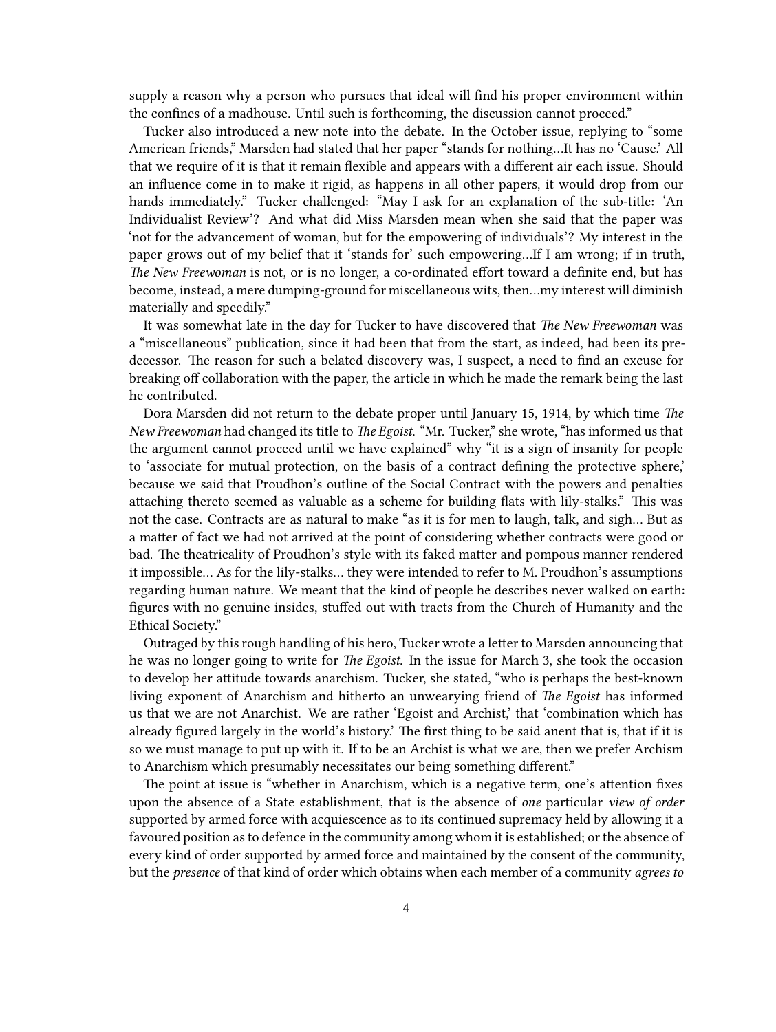supply a reason why a person who pursues that ideal will find his proper environment within the confines of a madhouse. Until such is forthcoming, the discussion cannot proceed."

Tucker also introduced a new note into the debate. In the October issue, replying to "some American friends," Marsden had stated that her paper "stands for nothing…It has no 'Cause.' All that we require of it is that it remain flexible and appears with a different air each issue. Should an influence come in to make it rigid, as happens in all other papers, it would drop from our hands immediately." Tucker challenged: "May I ask for an explanation of the sub-title: 'An Individualist Review'? And what did Miss Marsden mean when she said that the paper was 'not for the advancement of woman, but for the empowering of individuals'? My interest in the paper grows out of my belief that it 'stands for' such empowering…If I am wrong; if in truth, *The New Freewoman* is not, or is no longer, a co-ordinated effort toward a definite end, but has become, instead, a mere dumping-ground for miscellaneous wits, then…my interest will diminish materially and speedily."

It was somewhat late in the day for Tucker to have discovered that *The New Freewoman* was a "miscellaneous" publication, since it had been that from the start, as indeed, had been its predecessor. The reason for such a belated discovery was, I suspect, a need to find an excuse for breaking off collaboration with the paper, the article in which he made the remark being the last he contributed.

Dora Marsden did not return to the debate proper until January 15, 1914, by which time *The New Freewoman* had changed its title to *The Egoist*. "Mr. Tucker," she wrote, "has informed us that the argument cannot proceed until we have explained" why "it is a sign of insanity for people to 'associate for mutual protection, on the basis of a contract defining the protective sphere,' because we said that Proudhon's outline of the Social Contract with the powers and penalties attaching thereto seemed as valuable as a scheme for building flats with lily-stalks." This was not the case. Contracts are as natural to make "as it is for men to laugh, talk, and sigh… But as a matter of fact we had not arrived at the point of considering whether contracts were good or bad. The theatricality of Proudhon's style with its faked matter and pompous manner rendered it impossible… As for the lily-stalks… they were intended to refer to M. Proudhon's assumptions regarding human nature. We meant that the kind of people he describes never walked on earth: figures with no genuine insides, stuffed out with tracts from the Church of Humanity and the Ethical Society."

Outraged by this rough handling of his hero, Tucker wrote a letter to Marsden announcing that he was no longer going to write for *The Egoist*. In the issue for March 3, she took the occasion to develop her attitude towards anarchism. Tucker, she stated, "who is perhaps the best-known living exponent of Anarchism and hitherto an unwearying friend of *The Egoist* has informed us that we are not Anarchist. We are rather 'Egoist and Archist,' that 'combination which has already figured largely in the world's history.' The first thing to be said anent that is, that if it is so we must manage to put up with it. If to be an Archist is what we are, then we prefer Archism to Anarchism which presumably necessitates our being something different."

The point at issue is "whether in Anarchism, which is a negative term, one's attention fixes upon the absence of a State establishment, that is the absence of *one* particular *view of order* supported by armed force with acquiescence as to its continued supremacy held by allowing it a favoured position as to defence in the community among whom it is established; or the absence of every kind of order supported by armed force and maintained by the consent of the community, but the *presence* of that kind of order which obtains when each member of a community *agrees to*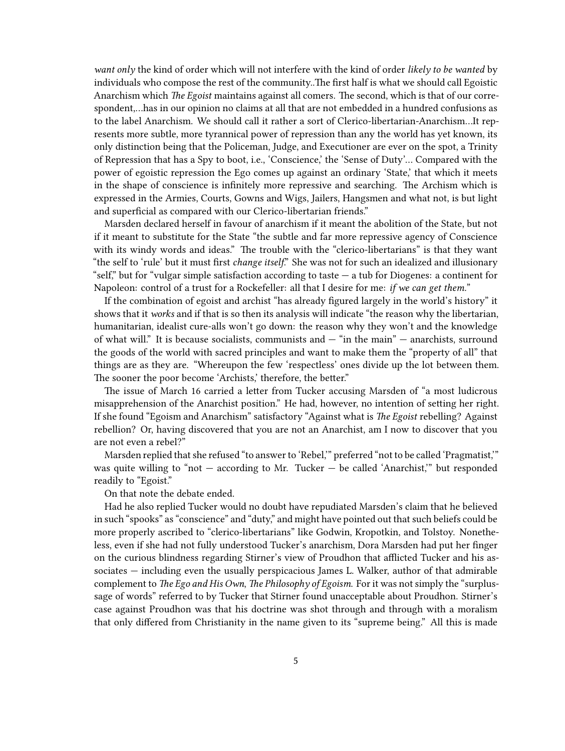*want only* the kind of order which will not interfere with the kind of order *likely to be wanted* by individuals who compose the rest of the community..The first half is what we should call Egoistic Anarchism which *The Egoist* maintains against all comers. The second, which is that of our correspondent,…has in our opinion no claims at all that are not embedded in a hundred confusions as to the label Anarchism. We should call it rather a sort of Clerico-libertarian-Anarchism…It represents more subtle, more tyrannical power of repression than any the world has yet known, its only distinction being that the Policeman, Judge, and Executioner are ever on the spot, a Trinity of Repression that has a Spy to boot, i.e., 'Conscience,' the 'Sense of Duty'… Compared with the power of egoistic repression the Ego comes up against an ordinary 'State,' that which it meets in the shape of conscience is infinitely more repressive and searching. The Archism which is expressed in the Armies, Courts, Gowns and Wigs, Jailers, Hangsmen and what not, is but light and superficial as compared with our Clerico-libertarian friends."

Marsden declared herself in favour of anarchism if it meant the abolition of the State, but not if it meant to substitute for the State "the subtle and far more repressive agency of Conscience with its windy words and ideas." The trouble with the "clerico-libertarians" is that they want "the self to 'rule' but it must first *change itself.*" She was not for such an idealized and illusionary "self," but for "vulgar simple satisfaction according to taste — a tub for Diogenes: a continent for Napoleon: control of a trust for a Rockefeller: all that I desire for me: *if we can get them.*"

If the combination of egoist and archist "has already figured largely in the world's history" it shows that it *works* and if that is so then its analysis will indicate "the reason why the libertarian, humanitarian, idealist cure-alls won't go down: the reason why they won't and the knowledge of what will." It is because socialists, communists and — "in the main" — anarchists, surround the goods of the world with sacred principles and want to make them the "property of all" that things are as they are. "Whereupon the few 'respectless' ones divide up the lot between them. The sooner the poor become 'Archists,' therefore, the better."

The issue of March 16 carried a letter from Tucker accusing Marsden of "a most ludicrous misapprehension of the Anarchist position." He had, however, no intention of setting her right. If she found "Egoism and Anarchism" satisfactory "Against what is *The Egoist* rebelling? Against rebellion? Or, having discovered that you are not an Anarchist, am I now to discover that you are not even a rebel?"

Marsden replied that she refused "to answer to 'Rebel,'" preferred "not to be called 'Pragmatist,'" was quite willing to "not — according to Mr. Tucker — be called 'Anarchist,'" but responded readily to "Egoist."

On that note the debate ended.

Had he also replied Tucker would no doubt have repudiated Marsden's claim that he believed in such "spooks" as "conscience" and "duty," and might have pointed out that such beliefs could be more properly ascribed to "clerico-libertarians" like Godwin, Kropotkin, and Tolstoy. Nonetheless, even if she had not fully understood Tucker's anarchism, Dora Marsden had put her finger on the curious blindness regarding Stirner's view of Proudhon that afflicted Tucker and his associates — including even the usually perspicacious James L. Walker, author of that admirable complement to *The Ego and His Own*, *The Philosophy of Egoism*. For it was not simply the "surplussage of words" referred to by Tucker that Stirner found unacceptable about Proudhon. Stirner's case against Proudhon was that his doctrine was shot through and through with a moralism that only differed from Christianity in the name given to its "supreme being." All this is made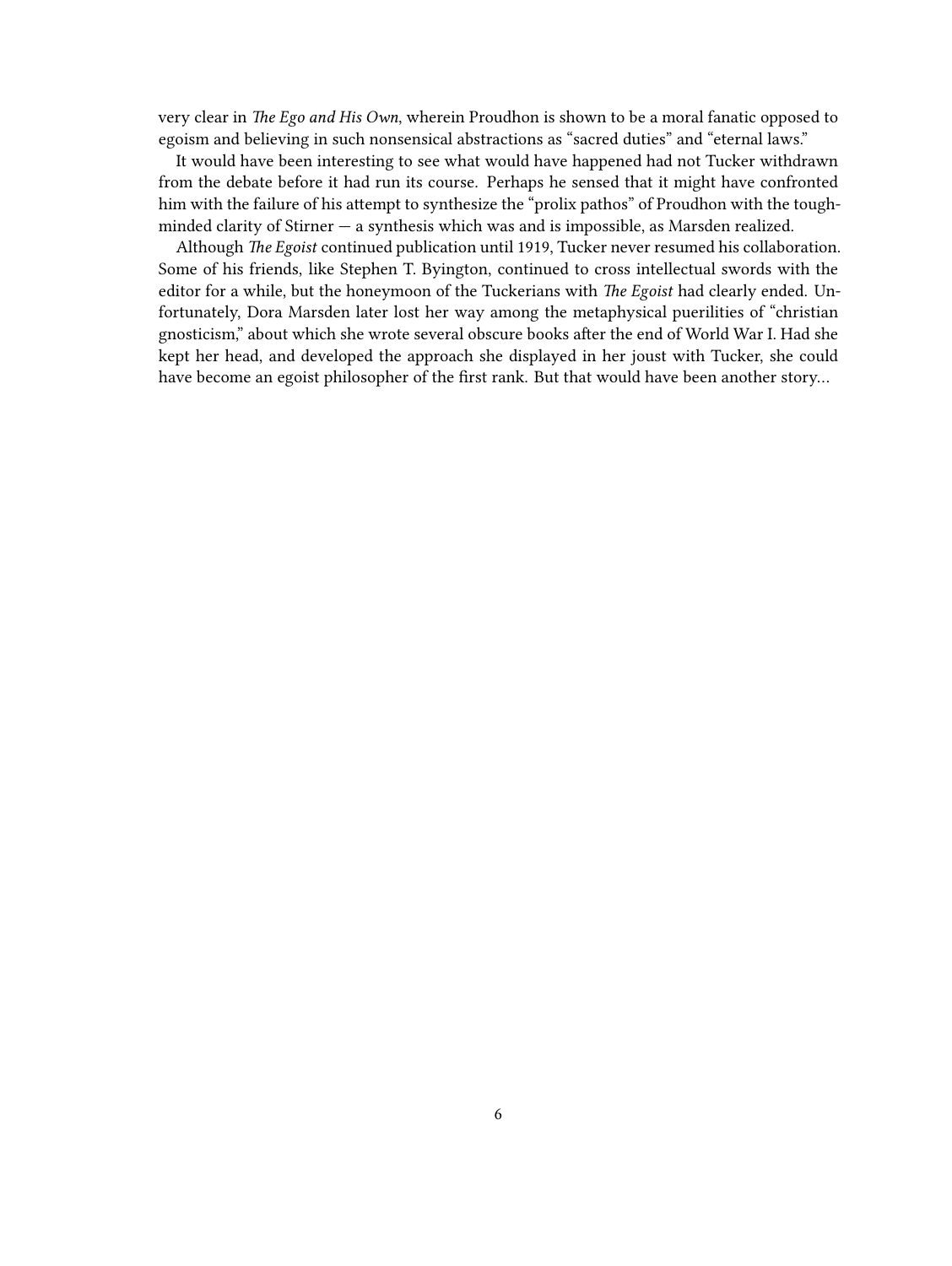very clear in *The Ego and His Own*, wherein Proudhon is shown to be a moral fanatic opposed to egoism and believing in such nonsensical abstractions as "sacred duties" and "eternal laws."

It would have been interesting to see what would have happened had not Tucker withdrawn from the debate before it had run its course. Perhaps he sensed that it might have confronted him with the failure of his attempt to synthesize the "prolix pathos" of Proudhon with the tough-minded clarity of Stirner — a synthesis which was and is impossible, as Marsden realized.

Although *The Egoist* continued publication until 1919, Tucker never resumed his collaboration. Some of his friends, like Stephen T. Byington, continued to cross intellectual swords with the editor for a while, but the honeymoon of the Tuckerians with *The Egoist* had clearly ended. Unfortunately, Dora Marsden later lost her way among the metaphysical puerilities of "christian gnosticism," about which she wrote several obscure books after the end of World War I. Had she kept her head, and developed the approach she displayed in her joust with Tucker, she could have become an egoist philosopher of the first rank. But that would have been another story…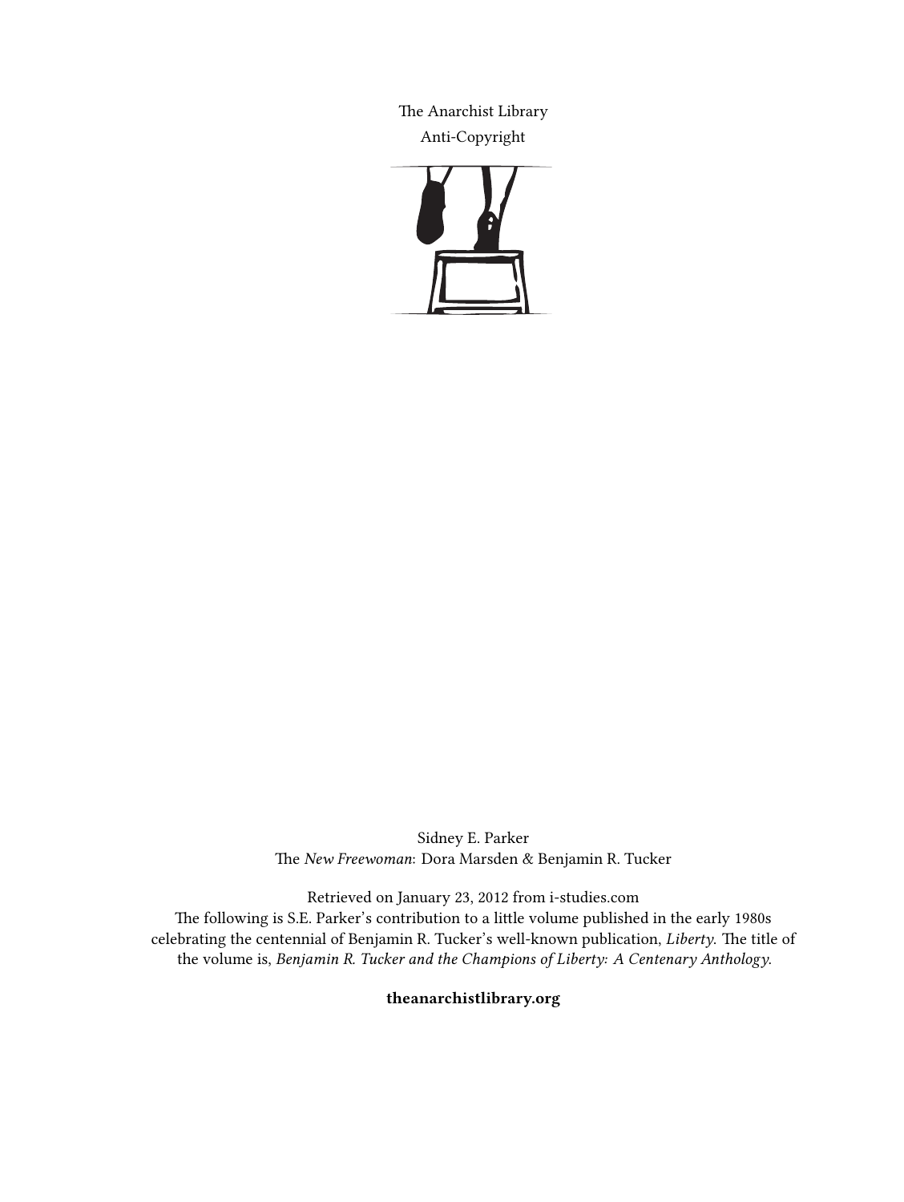The Anarchist Library
Anti-Copyright

Sidney E. Parker
The *New Freewoman*: Dora Marsden & Benjamin R. Tucker

Retrieved on January 23, 2012 from i-studies.com
The following is S.E. Parker's contribution to a little volume published in the early 1980s celebrating the centennial of Benjamin R. Tucker's well-known publication, *Liberty*. The title of the volume is, *Benjamin R. Tucker and the Champions of Liberty: A Centenary Anthology*.

**theanarchistlibrary.org**